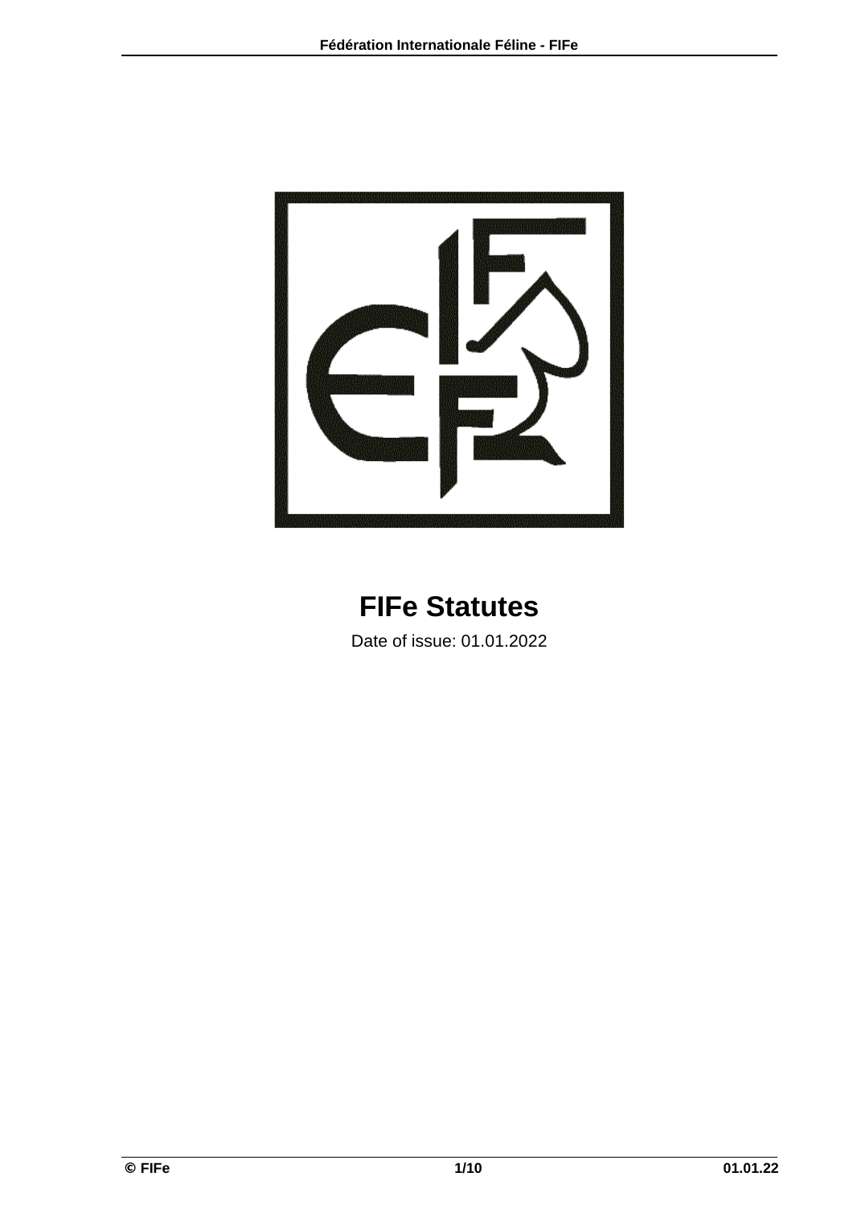# FIFe Statutes

Date of issue: 01.01.2022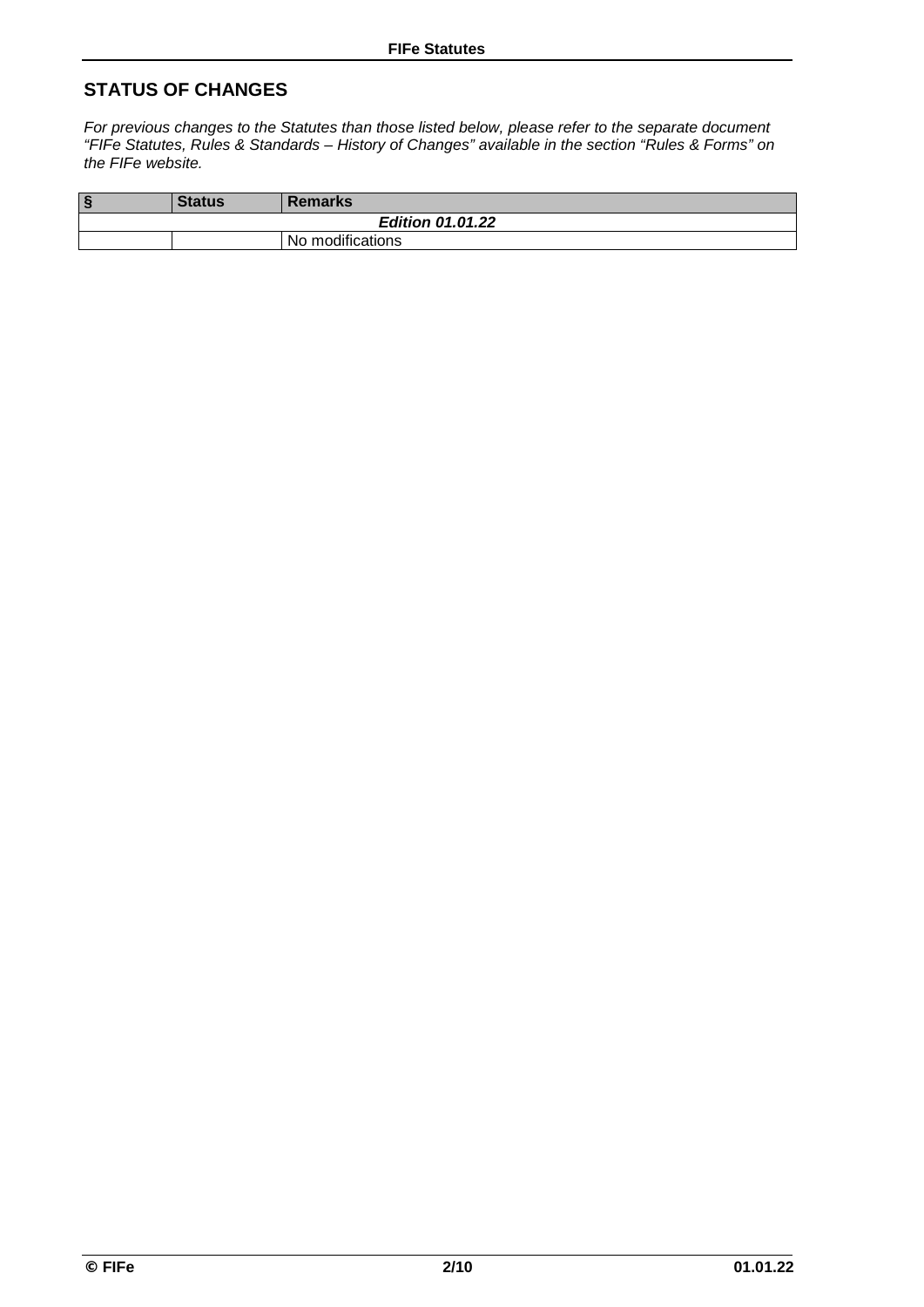## STATUS OF CHANGES

*For previous changes to the Statutes than those listed below, please refer to the separate document "FIFe Statutes, Rules & Standards – History of Changes" available in the section "Rules & Forms" on the FIFe website.*

| § | Status | Remarks |
|---|---|---|
| | | ***Edition 01.01.22*** |
| | | No modifications |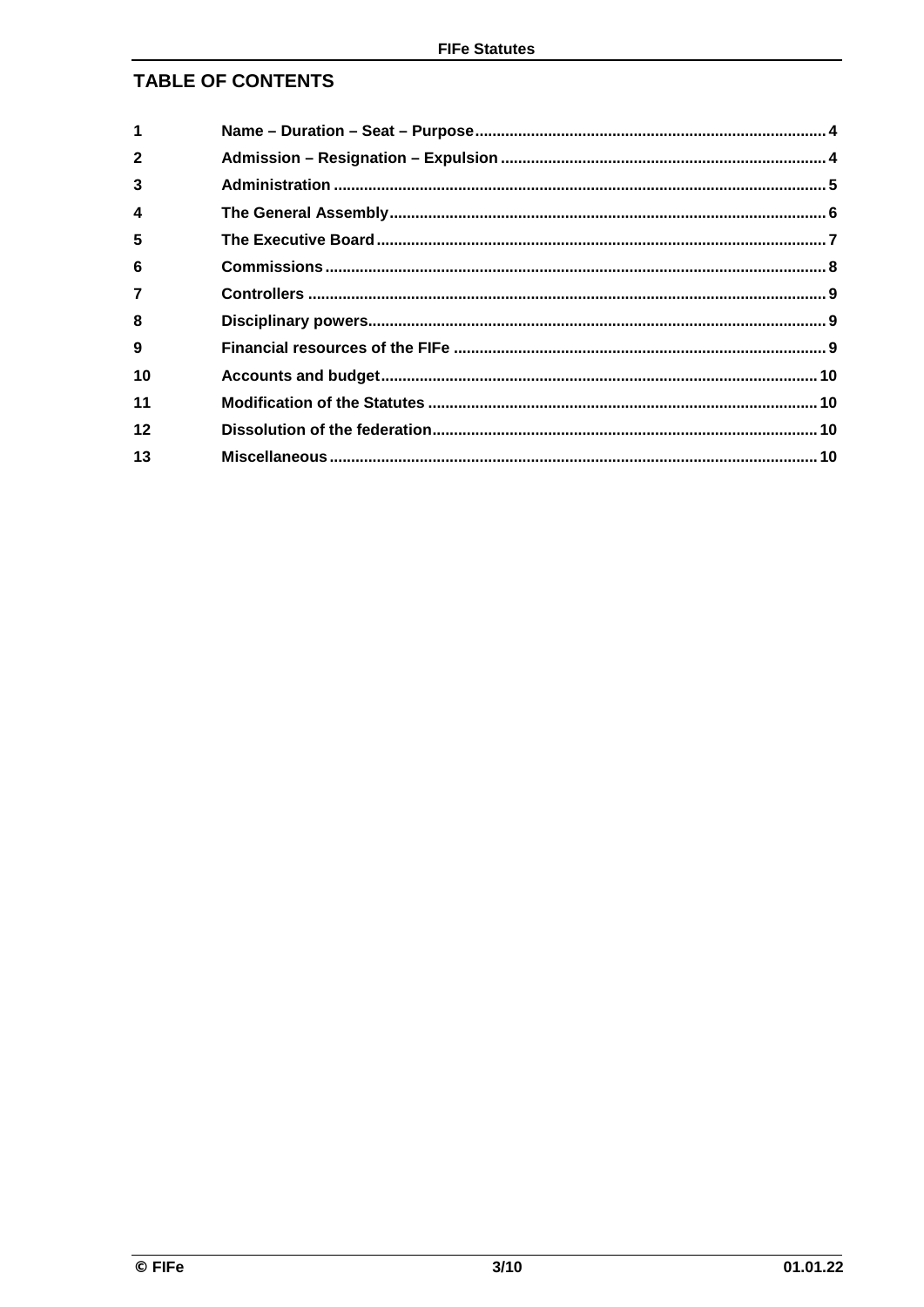## TABLE OF CONTENTS

| | | |
|---|---|---|
| 1 | Name – Duration – Seat – Purpose | 4 |
| 2 | Admission – Resignation – Expulsion | 4 |
| 3 | Administration | 5 |
| 4 | The General Assembly | 6 |
| 5 | The Executive Board | 7 |
| 6 | Commissions | 8 |
| 7 | Controllers | 9 |
| 8 | Disciplinary powers | 9 |
| 9 | Financial resources of the FIFe | 9 |
| 10 | Accounts and budget | 10 |
| 11 | Modification of the Statutes | 10 |
| 12 | Dissolution of the federation | 10 |
| 13 | Miscellaneous | 10 |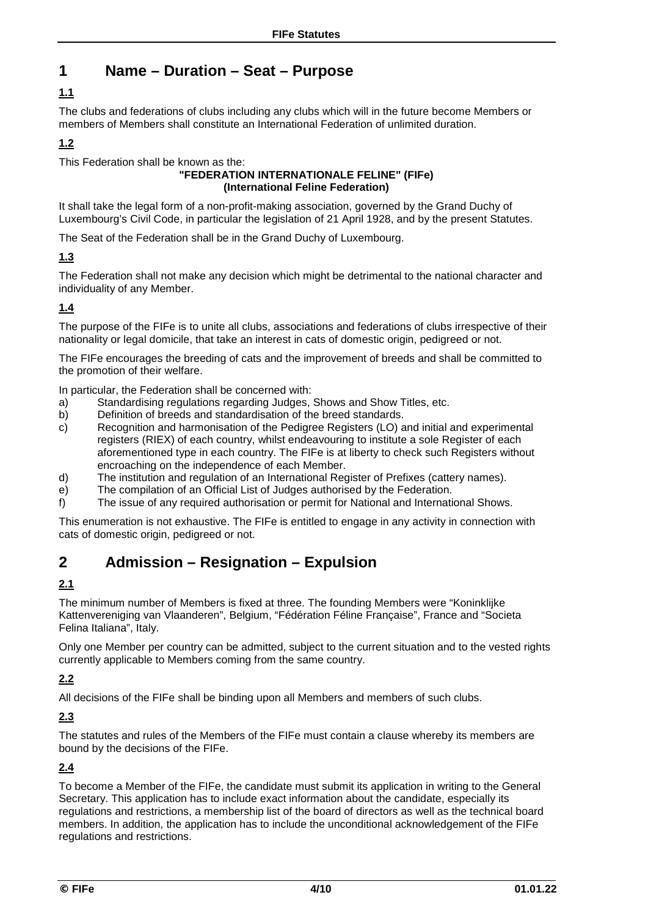# 1 Name – Duration – Seat – Purpose

## 1.1

The clubs and federations of clubs including any clubs which will in the future become Members or members of Members shall constitute an International Federation of unlimited duration.

## 1.2

This Federation shall be known as the:

**"FEDERATION INTERNATIONALE FELINE" (FIFe)**
**(International Feline Federation)**

It shall take the legal form of a non-profit-making association, governed by the Grand Duchy of Luxembourg's Civil Code, in particular the legislation of 21 April 1928, and by the present Statutes.

The Seat of the Federation shall be in the Grand Duchy of Luxembourg.

## 1.3

The Federation shall not make any decision which might be detrimental to the national character and individuality of any Member.

## 1.4

The purpose of the FIFe is to unite all clubs, associations and federations of clubs irrespective of their nationality or legal domicile, that take an interest in cats of domestic origin, pedigreed or not.

The FIFe encourages the breeding of cats and the improvement of breeds and shall be committed to the promotion of their welfare.

In particular, the Federation shall be concerned with:

a) Standardising regulations regarding Judges, Shows and Show Titles, etc.
b) Definition of breeds and standardisation of the breed standards.
c) Recognition and harmonisation of the Pedigree Registers (LO) and initial and experimental registers (RIEX) of each country, whilst endeavouring to institute a sole Register of each aforementioned type in each country. The FIFe is at liberty to check such Registers without encroaching on the independence of each Member.
d) The institution and regulation of an International Register of Prefixes (cattery names).
e) The compilation of an Official List of Judges authorised by the Federation.
f) The issue of any required authorisation or permit for National and International Shows.

This enumeration is not exhaustive. The FIFe is entitled to engage in any activity in connection with cats of domestic origin, pedigreed or not.

# 2 Admission – Resignation – Expulsion

## 2.1

The minimum number of Members is fixed at three. The founding Members were "Koninklijke Kattenvereniging van Vlaanderen", Belgium, "Fédération Féline Française", France and "Societa Felina Italiana", Italy.

Only one Member per country can be admitted, subject to the current situation and to the vested rights currently applicable to Members coming from the same country.

## 2.2

All decisions of the FIFe shall be binding upon all Members and members of such clubs.

## 2.3

The statutes and rules of the Members of the FIFe must contain a clause whereby its members are bound by the decisions of the FIFe.

## 2.4

To become a Member of the FIFe, the candidate must submit its application in writing to the General Secretary. This application has to include exact information about the candidate, especially its regulations and restrictions, a membership list of the board of directors as well as the technical board members. In addition, the application has to include the unconditional acknowledgement of the FIFe regulations and restrictions.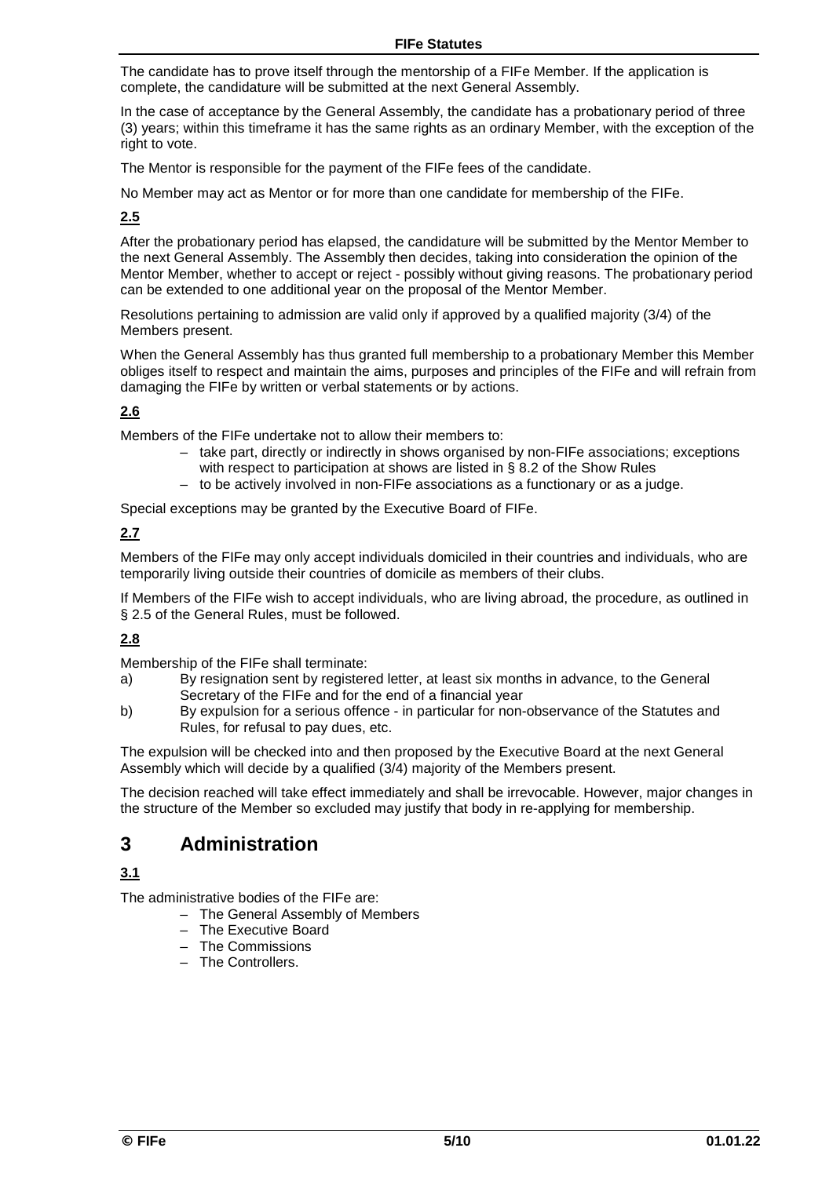The candidate has to prove itself through the mentorship of a FIFe Member. If the application is complete, the candidature will be submitted at the next General Assembly.

In the case of acceptance by the General Assembly, the candidate has a probationary period of three (3) years; within this timeframe it has the same rights as an ordinary Member, with the exception of the right to vote.

The Mentor is responsible for the payment of the FIFe fees of the candidate.

No Member may act as Mentor or for more than one candidate for membership of the FIFe.

**2.5**

After the probationary period has elapsed, the candidature will be submitted by the Mentor Member to the next General Assembly. The Assembly then decides, taking into consideration the opinion of the Mentor Member, whether to accept or reject - possibly without giving reasons. The probationary period can be extended to one additional year on the proposal of the Mentor Member.

Resolutions pertaining to admission are valid only if approved by a qualified majority (3/4) of the Members present.

When the General Assembly has thus granted full membership to a probationary Member this Member obliges itself to respect and maintain the aims, purposes and principles of the FIFe and will refrain from damaging the FIFe by written or verbal statements or by actions.

**2.6**

Members of the FIFe undertake not to allow their members to:

- take part, directly or indirectly in shows organised by non-FIFe associations; exceptions with respect to participation at shows are listed in § 8.2 of the Show Rules
- to be actively involved in non-FIFe associations as a functionary or as a judge.

Special exceptions may be granted by the Executive Board of FIFe.

**2.7**

Members of the FIFe may only accept individuals domiciled in their countries and individuals, who are temporarily living outside their countries of domicile as members of their clubs.

If Members of the FIFe wish to accept individuals, who are living abroad, the procedure, as outlined in § 2.5 of the General Rules, must be followed.

**2.8**

Membership of the FIFe shall terminate:

a) By resignation sent by registered letter, at least six months in advance, to the General Secretary of the FIFe and for the end of a financial year
b) By expulsion for a serious offence - in particular for non-observance of the Statutes and Rules, for refusal to pay dues, etc.

The expulsion will be checked into and then proposed by the Executive Board at the next General Assembly which will decide by a qualified (3/4) majority of the Members present.

The decision reached will take effect immediately and shall be irrevocable. However, major changes in the structure of the Member so excluded may justify that body in re-applying for membership.

# 3 Administration

**3.1**

The administrative bodies of the FIFe are:

- The General Assembly of Members
- The Executive Board
- The Commissions
- The Controllers.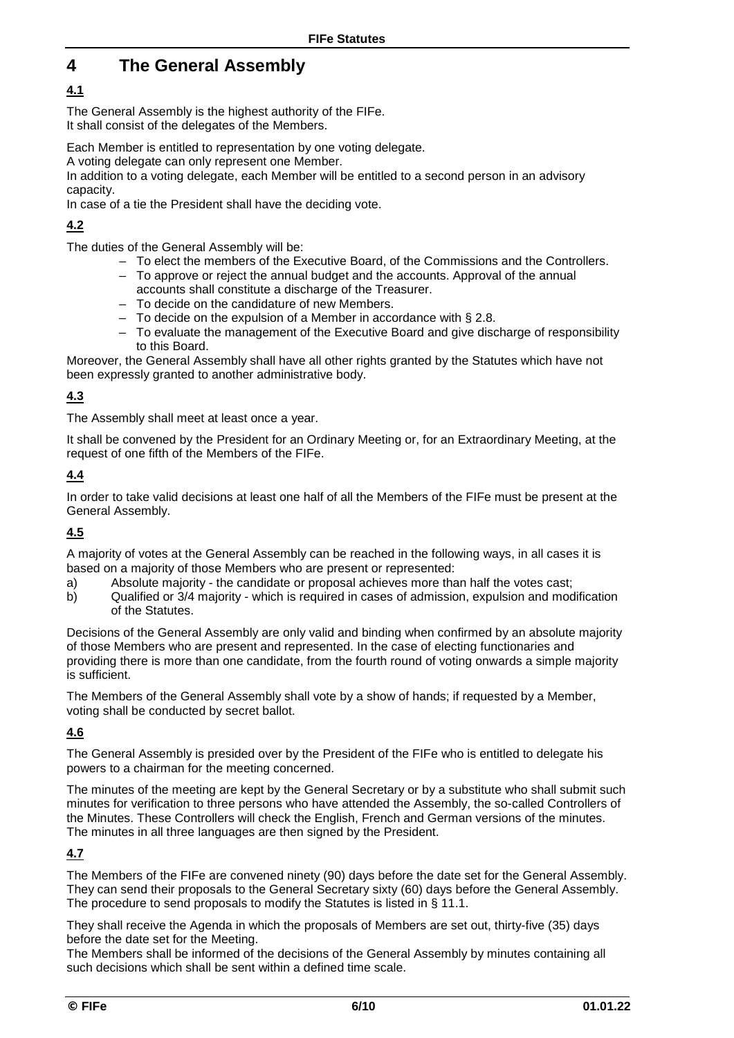# 4 The General Assembly

**4.1**

The General Assembly is the highest authority of the FIFe.
It shall consist of the delegates of the Members.

Each Member is entitled to representation by one voting delegate.
A voting delegate can only represent one Member.
In addition to a voting delegate, each Member will be entitled to a second person in an advisory capacity.
In case of a tie the President shall have the deciding vote.

**4.2**

The duties of the General Assembly will be:

- To elect the members of the Executive Board, of the Commissions and the Controllers.
- To approve or reject the annual budget and the accounts. Approval of the annual accounts shall constitute a discharge of the Treasurer.
- To decide on the candidature of new Members.
- To decide on the expulsion of a Member in accordance with § 2.8.
- To evaluate the management of the Executive Board and give discharge of responsibility to this Board.

Moreover, the General Assembly shall have all other rights granted by the Statutes which have not been expressly granted to another administrative body.

**4.3**

The Assembly shall meet at least once a year.

It shall be convened by the President for an Ordinary Meeting or, for an Extraordinary Meeting, at the request of one fifth of the Members of the FIFe.

**4.4**

In order to take valid decisions at least one half of all the Members of the FIFe must be present at the General Assembly.

**4.5**

A majority of votes at the General Assembly can be reached in the following ways, in all cases it is based on a majority of those Members who are present or represented:

a) Absolute majority - the candidate or proposal achieves more than half the votes cast;
b) Qualified or 3/4 majority - which is required in cases of admission, expulsion and modification of the Statutes.

Decisions of the General Assembly are only valid and binding when confirmed by an absolute majority of those Members who are present and represented. In the case of electing functionaries and providing there is more than one candidate, from the fourth round of voting onwards a simple majority is sufficient.

The Members of the General Assembly shall vote by a show of hands; if requested by a Member, voting shall be conducted by secret ballot.

**4.6**

The General Assembly is presided over by the President of the FIFe who is entitled to delegate his powers to a chairman for the meeting concerned.

The minutes of the meeting are kept by the General Secretary or by a substitute who shall submit such minutes for verification to three persons who have attended the Assembly, the so-called Controllers of the Minutes. These Controllers will check the English, French and German versions of the minutes. The minutes in all three languages are then signed by the President.

**4.7**

The Members of the FIFe are convened ninety (90) days before the date set for the General Assembly. They can send their proposals to the General Secretary sixty (60) days before the General Assembly. The procedure to send proposals to modify the Statutes is listed in § 11.1.

They shall receive the Agenda in which the proposals of Members are set out, thirty-five (35) days before the date set for the Meeting.
The Members shall be informed of the decisions of the General Assembly by minutes containing all such decisions which shall be sent within a defined time scale.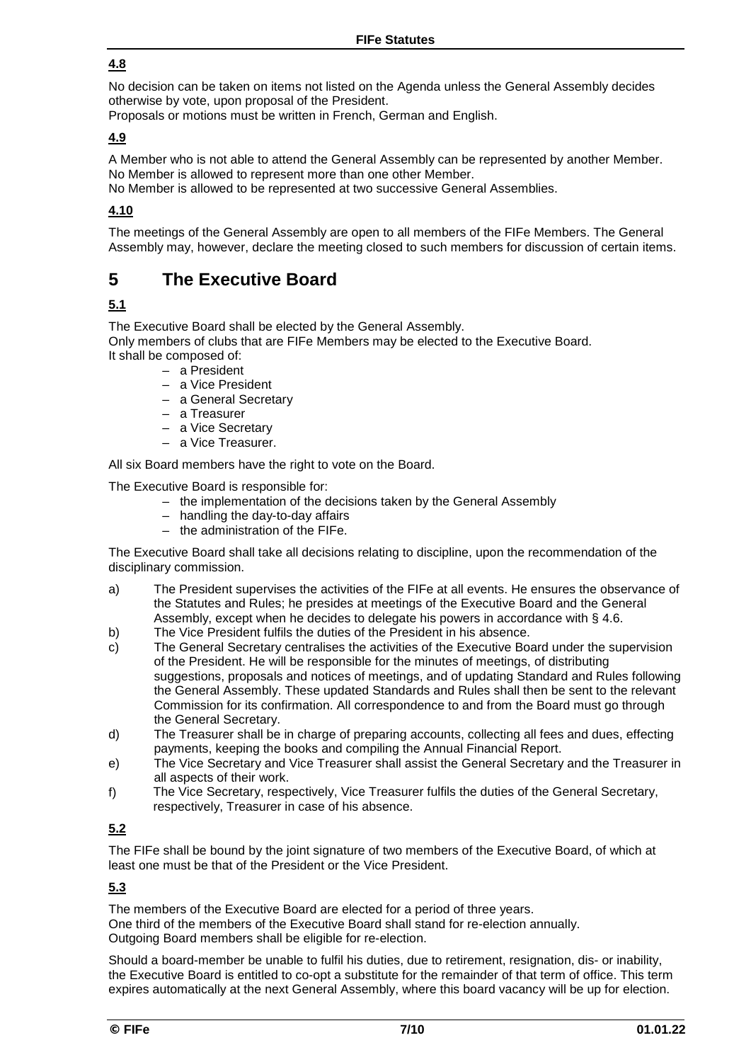**4.8**

No decision can be taken on items not listed on the Agenda unless the General Assembly decides otherwise by vote, upon proposal of the President.
Proposals or motions must be written in French, German and English.

**4.9**

A Member who is not able to attend the General Assembly can be represented by another Member.
No Member is allowed to represent more than one other Member.
No Member is allowed to be represented at two successive General Assemblies.

**4.10**

The meetings of the General Assembly are open to all members of the FIFe Members. The General Assembly may, however, declare the meeting closed to such members for discussion of certain items.

# 5 The Executive Board

**5.1**

The Executive Board shall be elected by the General Assembly.
Only members of clubs that are FIFe Members may be elected to the Executive Board.
It shall be composed of:

- a President
- a Vice President
- a General Secretary
- a Treasurer
- a Vice Secretary
- a Vice Treasurer.

All six Board members have the right to vote on the Board.

The Executive Board is responsible for:

- the implementation of the decisions taken by the General Assembly
- handling the day-to-day affairs
- the administration of the FIFe.

The Executive Board shall take all decisions relating to discipline, upon the recommendation of the disciplinary commission.

a) The President supervises the activities of the FIFe at all events. He ensures the observance of the Statutes and Rules; he presides at meetings of the Executive Board and the General Assembly, except when he decides to delegate his powers in accordance with § 4.6.

b) The Vice President fulfils the duties of the President in his absence.

c) The General Secretary centralises the activities of the Executive Board under the supervision of the President. He will be responsible for the minutes of meetings, of distributing suggestions, proposals and notices of meetings, and of updating Standard and Rules following the General Assembly. These updated Standards and Rules shall then be sent to the relevant Commission for its confirmation. All correspondence to and from the Board must go through the General Secretary.

d) The Treasurer shall be in charge of preparing accounts, collecting all fees and dues, effecting payments, keeping the books and compiling the Annual Financial Report.

e) The Vice Secretary and Vice Treasurer shall assist the General Secretary and the Treasurer in all aspects of their work.

f) The Vice Secretary, respectively, Vice Treasurer fulfils the duties of the General Secretary, respectively, Treasurer in case of his absence.

**5.2**

The FIFe shall be bound by the joint signature of two members of the Executive Board, of which at least one must be that of the President or the Vice President.

**5.3**

The members of the Executive Board are elected for a period of three years.
One third of the members of the Executive Board shall stand for re-election annually.
Outgoing Board members shall be eligible for re-election.

Should a board-member be unable to fulfil his duties, due to retirement, resignation, dis- or inability, the Executive Board is entitled to co-opt a substitute for the remainder of that term of office. This term expires automatically at the next General Assembly, where this board vacancy will be up for election.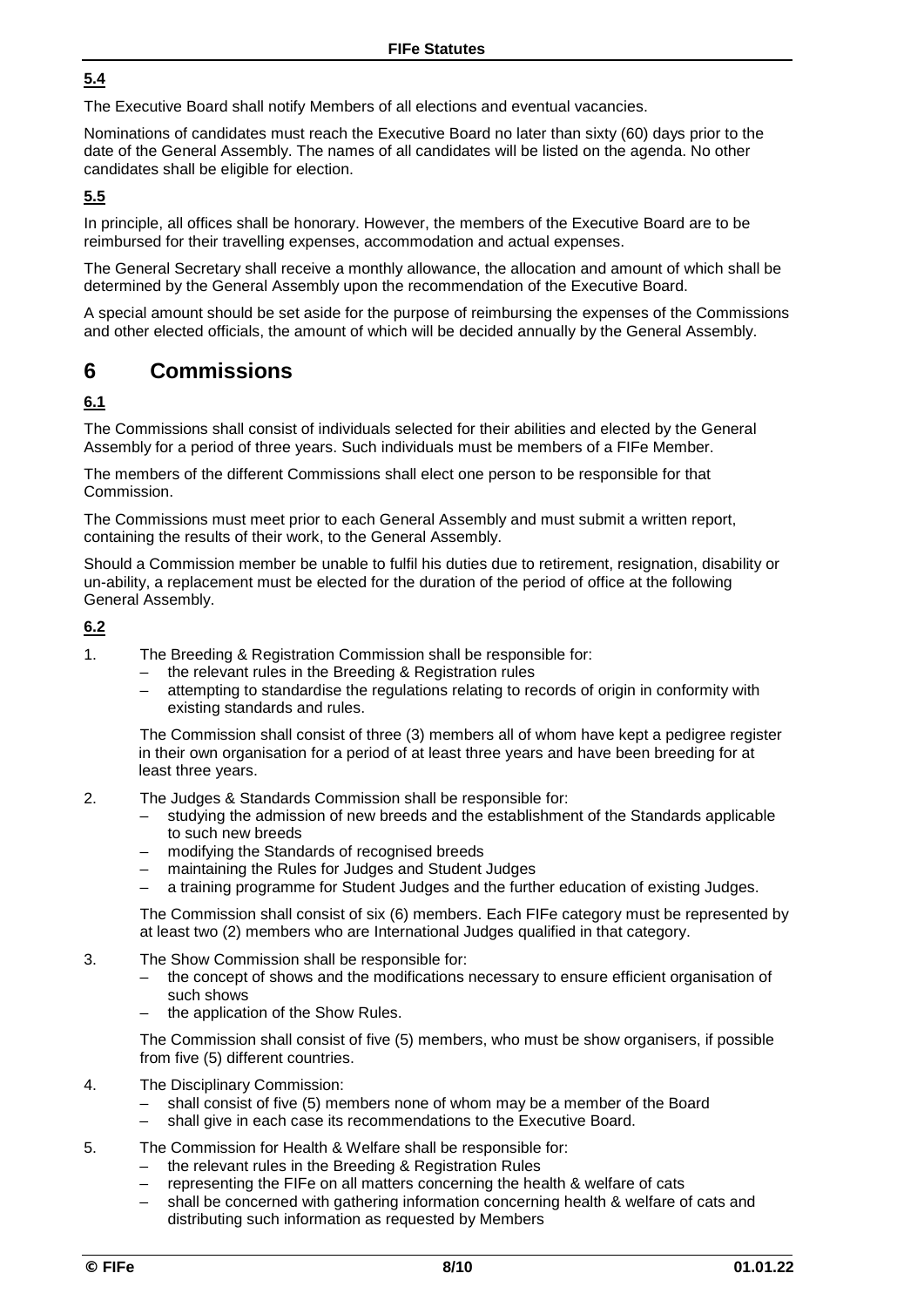**5.4**

The Executive Board shall notify Members of all elections and eventual vacancies.

Nominations of candidates must reach the Executive Board no later than sixty (60) days prior to the date of the General Assembly. The names of all candidates will be listed on the agenda. No other candidates shall be eligible for election.

**5.5**

In principle, all offices shall be honorary. However, the members of the Executive Board are to be reimbursed for their travelling expenses, accommodation and actual expenses.

The General Secretary shall receive a monthly allowance, the allocation and amount of which shall be determined by the General Assembly upon the recommendation of the Executive Board.

A special amount should be set aside for the purpose of reimbursing the expenses of the Commissions and other elected officials, the amount of which will be decided annually by the General Assembly.

# 6 Commissions

**6.1**

The Commissions shall consist of individuals selected for their abilities and elected by the General Assembly for a period of three years. Such individuals must be members of a FIFe Member.

The members of the different Commissions shall elect one person to be responsible for that Commission.

The Commissions must meet prior to each General Assembly and must submit a written report, containing the results of their work, to the General Assembly.

Should a Commission member be unable to fulfil his duties due to retirement, resignation, disability or un-ability, a replacement must be elected for the duration of the period of office at the following General Assembly.

**6.2**

1. The Breeding & Registration Commission shall be responsible for:
   - the relevant rules in the Breeding & Registration rules
   - attempting to standardise the regulations relating to records of origin in conformity with existing standards and rules.

   The Commission shall consist of three (3) members all of whom have kept a pedigree register in their own organisation for a period of at least three years and have been breeding for at least three years.

2. The Judges & Standards Commission shall be responsible for:
   - studying the admission of new breeds and the establishment of the Standards applicable to such new breeds
   - modifying the Standards of recognised breeds
   - maintaining the Rules for Judges and Student Judges
   - a training programme for Student Judges and the further education of existing Judges.

   The Commission shall consist of six (6) members. Each FIFe category must be represented by at least two (2) members who are International Judges qualified in that category.

3. The Show Commission shall be responsible for:
   - the concept of shows and the modifications necessary to ensure efficient organisation of such shows
   - the application of the Show Rules.

   The Commission shall consist of five (5) members, who must be show organisers, if possible from five (5) different countries.

4. The Disciplinary Commission:
   - shall consist of five (5) members none of whom may be a member of the Board
   - shall give in each case its recommendations to the Executive Board.

5. The Commission for Health & Welfare shall be responsible for:
   - the relevant rules in the Breeding & Registration Rules
   - representing the FIFe on all matters concerning the health & welfare of cats
   - shall be concerned with gathering information concerning health & welfare of cats and distributing such information as requested by Members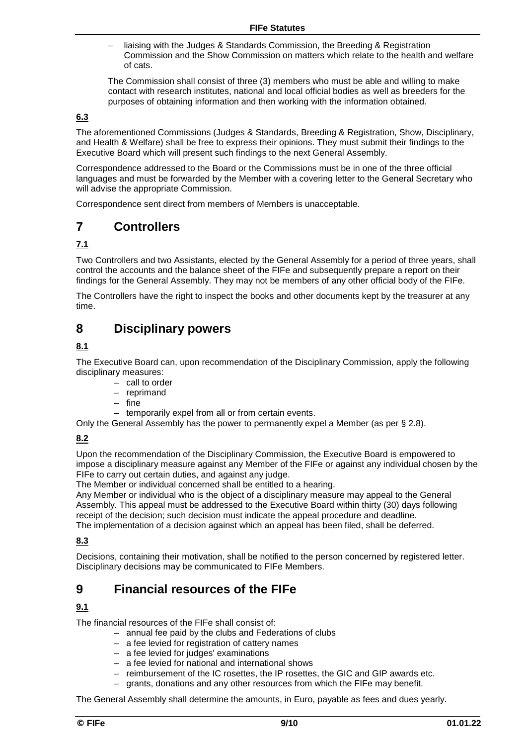– liaising with the Judges & Standards Commission, the Breeding & Registration Commission and the Show Commission on matters which relate to the health and welfare of cats.

The Commission shall consist of three (3) members who must be able and willing to make contact with research institutes, national and local official bodies as well as breeders for the purposes of obtaining information and then working with the information obtained.

### 6.3

The aforementioned Commissions (Judges & Standards, Breeding & Registration, Show, Disciplinary, and Health & Welfare) shall be free to express their opinions. They must submit their findings to the Executive Board which will present such findings to the next General Assembly.

Correspondence addressed to the Board or the Commissions must be in one of the three official languages and must be forwarded by the Member with a covering letter to the General Secretary who will advise the appropriate Commission.

Correspondence sent direct from members of Members is unacceptable.

# 7 Controllers

### 7.1

Two Controllers and two Assistants, elected by the General Assembly for a period of three years, shall control the accounts and the balance sheet of the FIFe and subsequently prepare a report on their findings for the General Assembly. They may not be members of any other official body of the FIFe.

The Controllers have the right to inspect the books and other documents kept by the treasurer at any time.

# 8 Disciplinary powers

### 8.1

The Executive Board can, upon recommendation of the Disciplinary Commission, apply the following disciplinary measures:

- call to order
- reprimand
- fine
- temporarily expel from all or from certain events.

Only the General Assembly has the power to permanently expel a Member (as per § 2.8).

### 8.2

Upon the recommendation of the Disciplinary Commission, the Executive Board is empowered to impose a disciplinary measure against any Member of the FIFe or against any individual chosen by the FIFe to carry out certain duties, and against any judge.
The Member or individual concerned shall be entitled to a hearing.
Any Member or individual who is the object of a disciplinary measure may appeal to the General Assembly. This appeal must be addressed to the Executive Board within thirty (30) days following receipt of the decision; such decision must indicate the appeal procedure and deadline.
The implementation of a decision against which an appeal has been filed, shall be deferred.

### 8.3

Decisions, containing their motivation, shall be notified to the person concerned by registered letter. Disciplinary decisions may be communicated to FIFe Members.

# 9 Financial resources of the FIFe

### 9.1

The financial resources of the FIFe shall consist of:

- annual fee paid by the clubs and Federations of clubs
- a fee levied for registration of cattery names
- a fee levied for judges' examinations
- a fee levied for national and international shows
- reimbursement of the IC rosettes, the IP rosettes, the GIC and GIP awards etc.
- grants, donations and any other resources from which the FIFe may benefit.

The General Assembly shall determine the amounts, in Euro, payable as fees and dues yearly.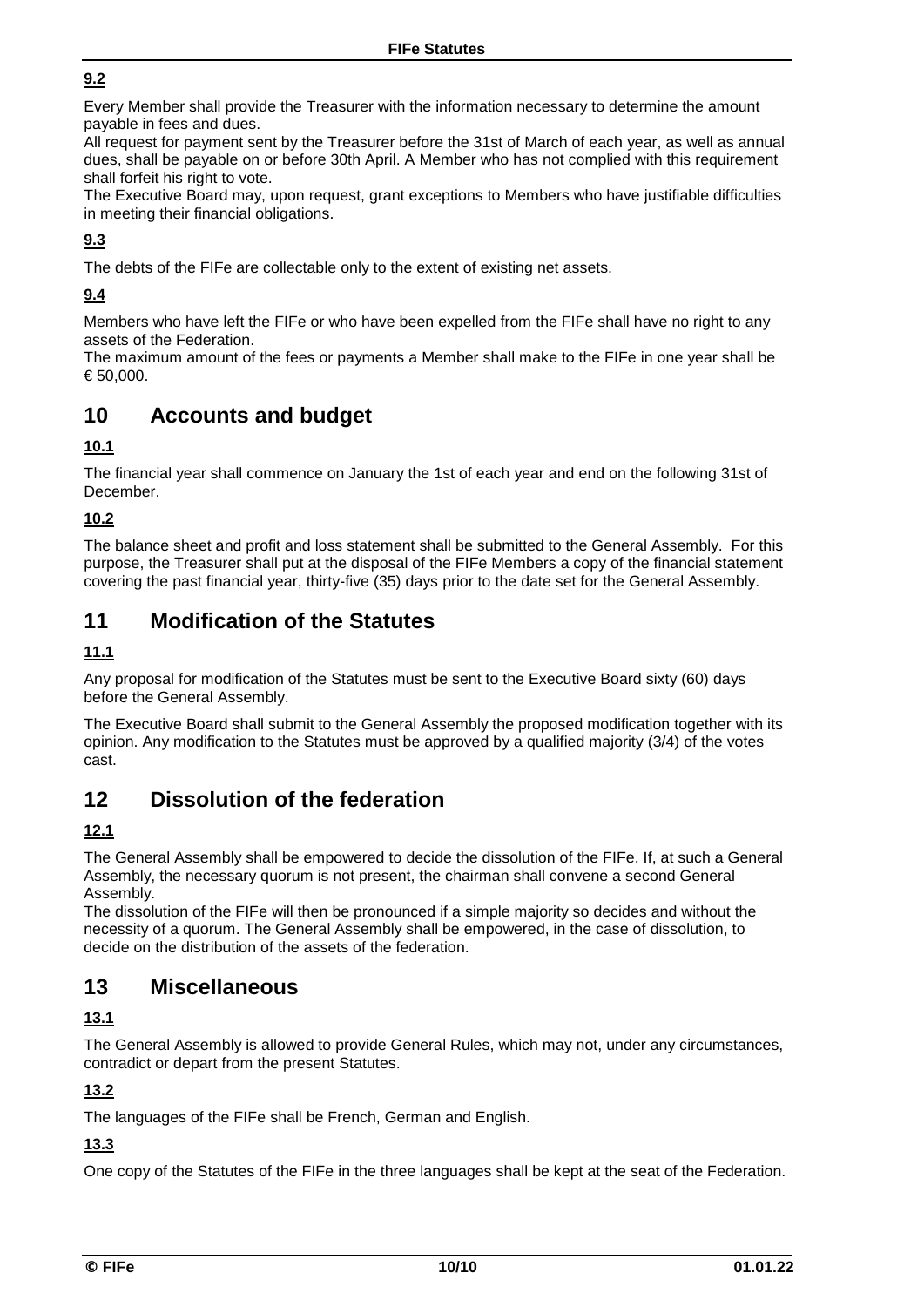**9.2**

Every Member shall provide the Treasurer with the information necessary to determine the amount payable in fees and dues.
All request for payment sent by the Treasurer before the 31st of March of each year, as well as annual dues, shall be payable on or before 30th April. A Member who has not complied with this requirement shall forfeit his right to vote.
The Executive Board may, upon request, grant exceptions to Members who have justifiable difficulties in meeting their financial obligations.

**9.3**

The debts of the FIFe are collectable only to the extent of existing net assets.

**9.4**

Members who have left the FIFe or who have been expelled from the FIFe shall have no right to any assets of the Federation.
The maximum amount of the fees or payments a Member shall make to the FIFe in one year shall be € 50,000.

# 10 Accounts and budget

**10.1**

The financial year shall commence on January the 1st of each year and end on the following 31st of December.

**10.2**

The balance sheet and profit and loss statement shall be submitted to the General Assembly. For this purpose, the Treasurer shall put at the disposal of the FIFe Members a copy of the financial statement covering the past financial year, thirty-five (35) days prior to the date set for the General Assembly.

# 11 Modification of the Statutes

**11.1**

Any proposal for modification of the Statutes must be sent to the Executive Board sixty (60) days before the General Assembly.

The Executive Board shall submit to the General Assembly the proposed modification together with its opinion. Any modification to the Statutes must be approved by a qualified majority (3/4) of the votes cast.

# 12 Dissolution of the federation

**12.1**

The General Assembly shall be empowered to decide the dissolution of the FIFe. If, at such a General Assembly, the necessary quorum is not present, the chairman shall convene a second General Assembly.
The dissolution of the FIFe will then be pronounced if a simple majority so decides and without the necessity of a quorum. The General Assembly shall be empowered, in the case of dissolution, to decide on the distribution of the assets of the federation.

# 13 Miscellaneous

**13.1**

The General Assembly is allowed to provide General Rules, which may not, under any circumstances, contradict or depart from the present Statutes.

**13.2**

The languages of the FIFe shall be French, German and English.

**13.3**

One copy of the Statutes of the FIFe in the three languages shall be kept at the seat of the Federation.